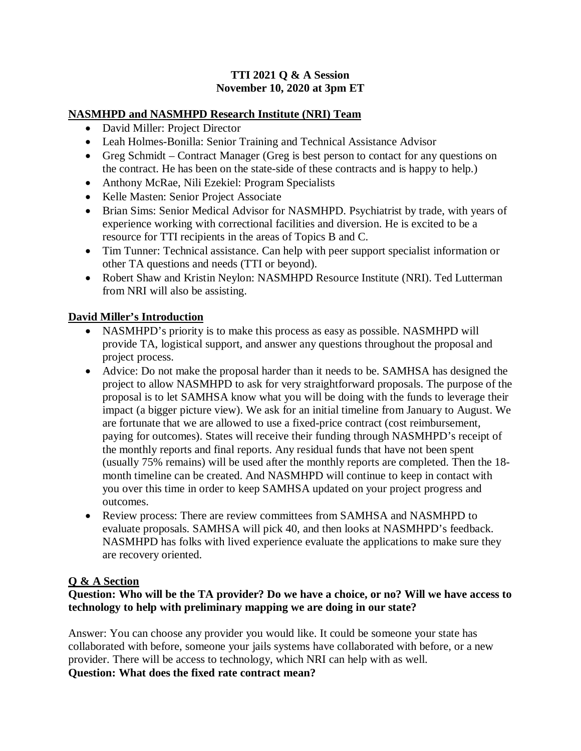**TTI 2021 Q & A Session**
**November 10, 2020 at 3pm ET**

## NASMHPD and NASMHPD Research Institute (NRI) Team

- David Miller: Project Director
- Leah Holmes-Bonilla: Senior Training and Technical Assistance Advisor
- Greg Schmidt – Contract Manager (Greg is best person to contact for any questions on the contract. He has been on the state-side of these contracts and is happy to help.)
- Anthony McRae, Nili Ezekiel: Program Specialists
- Kelle Masten: Senior Project Associate
- Brian Sims: Senior Medical Advisor for NASMHPD. Psychiatrist by trade, with years of experience working with correctional facilities and diversion. He is excited to be a resource for TTI recipients in the areas of Topics B and C.
- Tim Tunner: Technical assistance. Can help with peer support specialist information or other TA questions and needs (TTI or beyond).
- Robert Shaw and Kristin Neylon: NASMHPD Resource Institute (NRI). Ted Lutterman from NRI will also be assisting.

## David Miller's Introduction

- NASMHPD's priority is to make this process as easy as possible. NASMHPD will provide TA, logistical support, and answer any questions throughout the proposal and project process.
- Advice: Do not make the proposal harder than it needs to be. SAMHSA has designed the project to allow NASMHPD to ask for very straightforward proposals. The purpose of the proposal is to let SAMHSA know what you will be doing with the funds to leverage their impact (a bigger picture view). We ask for an initial timeline from January to August. We are fortunate that we are allowed to use a fixed-price contract (cost reimbursement, paying for outcomes). States will receive their funding through NASMHPD's receipt of the monthly reports and final reports. Any residual funds that have not been spent (usually 75% remains) will be used after the monthly reports are completed. Then the 18-month timeline can be created. And NASMHPD will continue to keep in contact with you over this time in order to keep SAMHSA updated on your project progress and outcomes.
- Review process: There are review committees from SAMHSA and NASMHPD to evaluate proposals. SAMHSA will pick 40, and then looks at NASMHPD's feedback. NASMHPD has folks with lived experience evaluate the applications to make sure they are recovery oriented.

## Q & A Section

**Question: Who will be the TA provider? Do we have a choice, or no? Will we have access to technology to help with preliminary mapping we are doing in our state?**

Answer: You can choose any provider you would like. It could be someone your state has collaborated with before, someone your jails systems have collaborated with before, or a new provider. There will be access to technology, which NRI can help with as well.

**Question: What does the fixed rate contract mean?**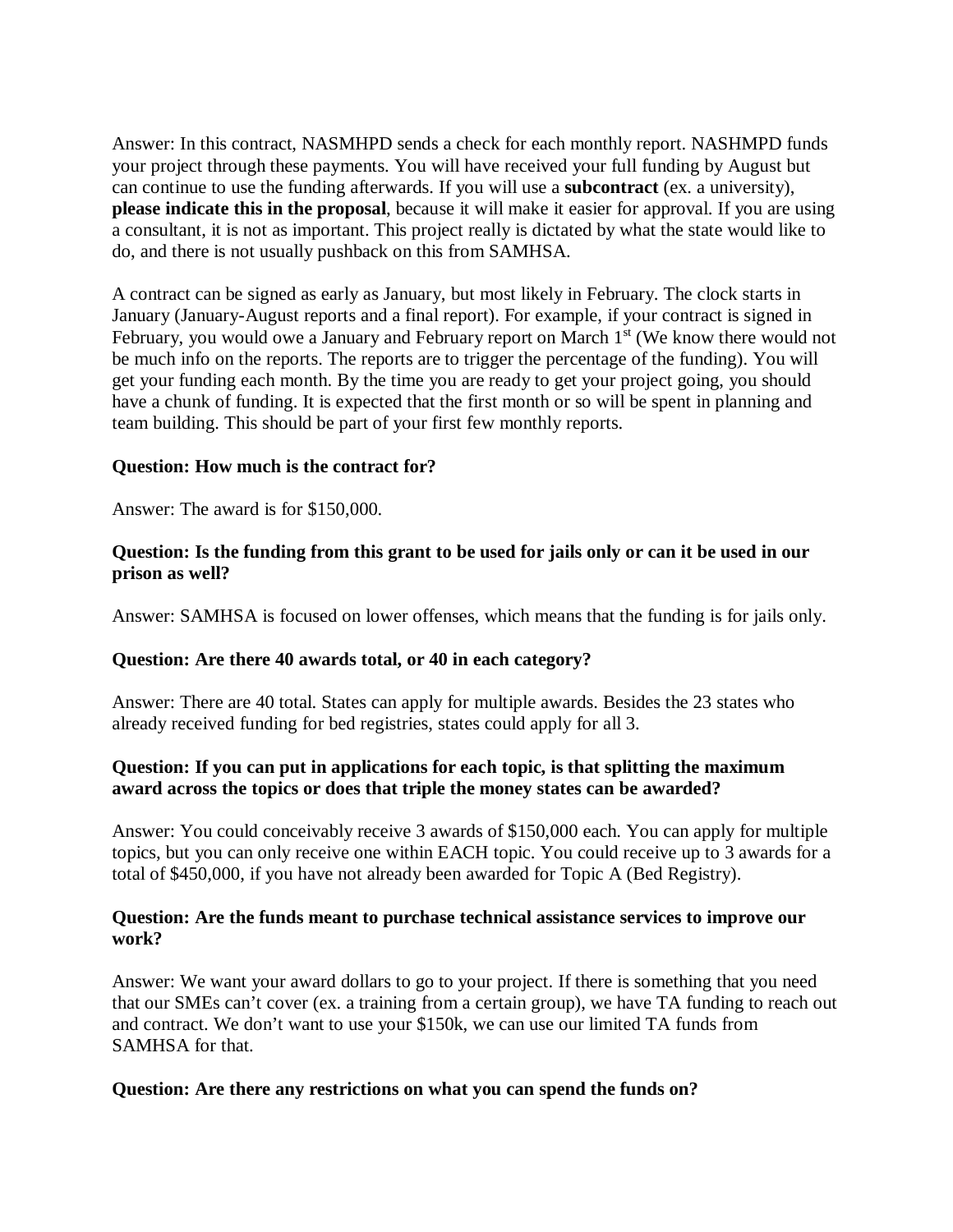Answer: In this contract, NASMHPD sends a check for each monthly report. NASHMPD funds your project through these payments. You will have received your full funding by August but can continue to use the funding afterwards. If you will use a **subcontract** (ex. a university), **please indicate this in the proposal**, because it will make it easier for approval. If you are using a consultant, it is not as important. This project really is dictated by what the state would like to do, and there is not usually pushback on this from SAMHSA.

A contract can be signed as early as January, but most likely in February. The clock starts in January (January-August reports and a final report). For example, if your contract is signed in February, you would owe a January and February report on March 1st (We know there would not be much info on the reports. The reports are to trigger the percentage of the funding). You will get your funding each month. By the time you are ready to get your project going, you should have a chunk of funding. It is expected that the first month or so will be spent in planning and team building. This should be part of your first few monthly reports.

**Question: How much is the contract for?**

Answer: The award is for $150,000.

**Question: Is the funding from this grant to be used for jails only or can it be used in our prison as well?**

Answer: SAMHSA is focused on lower offenses, which means that the funding is for jails only.

**Question: Are there 40 awards total, or 40 in each category?**

Answer: There are 40 total. States can apply for multiple awards. Besides the 23 states who already received funding for bed registries, states could apply for all 3.

**Question: If you can put in applications for each topic, is that splitting the maximum award across the topics or does that triple the money states can be awarded?**

Answer: You could conceivably receive 3 awards of $150,000 each. You can apply for multiple topics, but you can only receive one within EACH topic. You could receive up to 3 awards for a total of $450,000, if you have not already been awarded for Topic A (Bed Registry).

**Question: Are the funds meant to purchase technical assistance services to improve our work?**

Answer: We want your award dollars to go to your project. If there is something that you need that our SMEs can't cover (ex. a training from a certain group), we have TA funding to reach out and contract. We don't want to use your $150k, we can use our limited TA funds from SAMHSA for that.

**Question: Are there any restrictions on what you can spend the funds on?**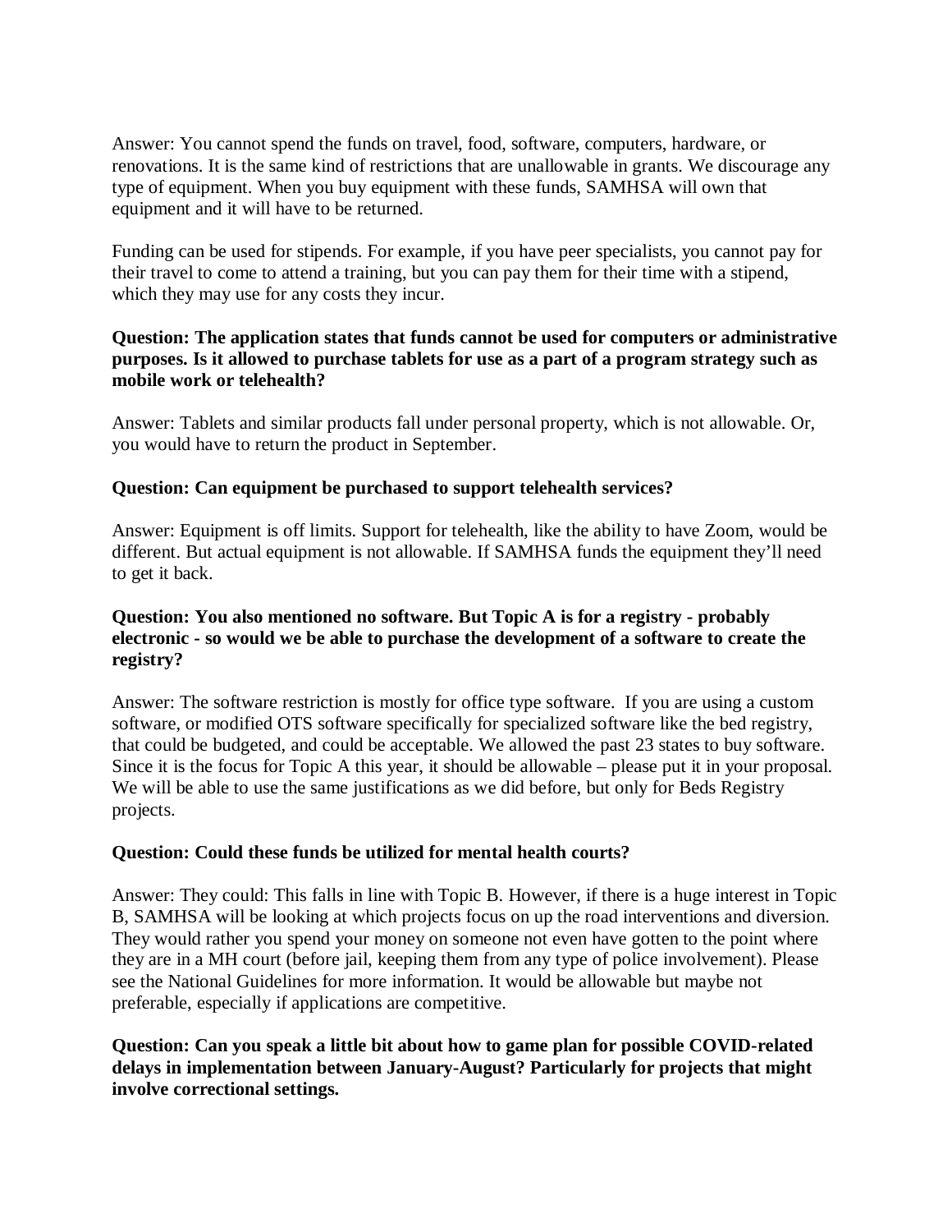Answer: You cannot spend the funds on travel, food, software, computers, hardware, or renovations. It is the same kind of restrictions that are unallowable in grants. We discourage any type of equipment. When you buy equipment with these funds, SAMHSA will own that equipment and it will have to be returned.

Funding can be used for stipends. For example, if you have peer specialists, you cannot pay for their travel to come to attend a training, but you can pay them for their time with a stipend, which they may use for any costs they incur.

**Question: The application states that funds cannot be used for computers or administrative purposes. Is it allowed to purchase tablets for use as a part of a program strategy such as mobile work or telehealth?**

Answer: Tablets and similar products fall under personal property, which is not allowable. Or, you would have to return the product in September.

**Question: Can equipment be purchased to support telehealth services?**

Answer: Equipment is off limits. Support for telehealth, like the ability to have Zoom, would be different. But actual equipment is not allowable. If SAMHSA funds the equipment they'll need to get it back.

**Question: You also mentioned no software. But Topic A is for a registry - probably electronic - so would we be able to purchase the development of a software to create the registry?**

Answer: The software restriction is mostly for office type software. If you are using a custom software, or modified OTS software specifically for specialized software like the bed registry, that could be budgeted, and could be acceptable. We allowed the past 23 states to buy software. Since it is the focus for Topic A this year, it should be allowable – please put it in your proposal. We will be able to use the same justifications as we did before, but only for Beds Registry projects.

**Question: Could these funds be utilized for mental health courts?**

Answer: They could: This falls in line with Topic B. However, if there is a huge interest in Topic B, SAMHSA will be looking at which projects focus on up the road interventions and diversion. They would rather you spend your money on someone not even have gotten to the point where they are in a MH court (before jail, keeping them from any type of police involvement). Please see the National Guidelines for more information. It would be allowable but maybe not preferable, especially if applications are competitive.

**Question: Can you speak a little bit about how to game plan for possible COVID-related delays in implementation between January-August? Particularly for projects that might involve correctional settings.**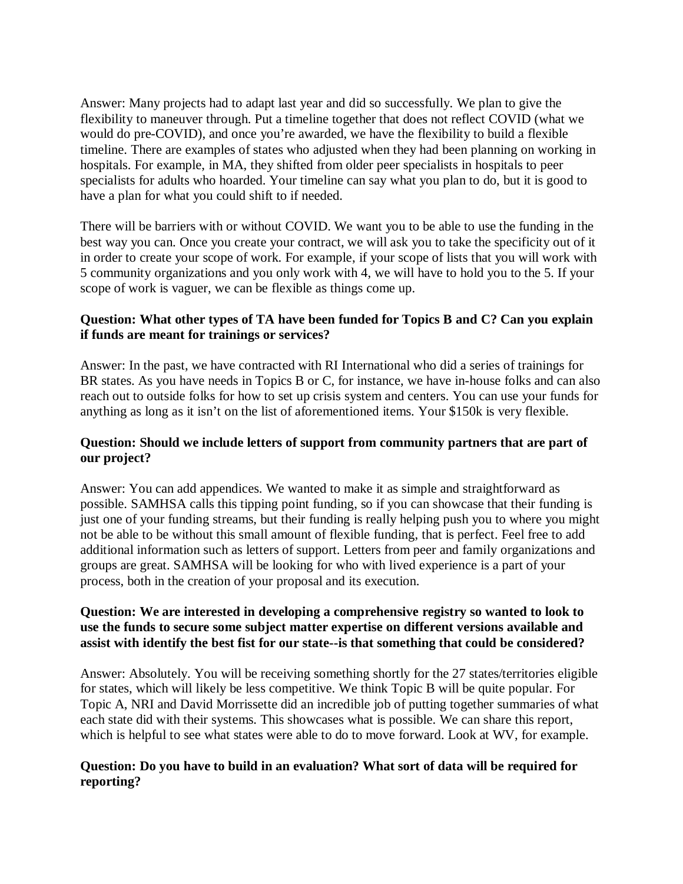Answer: Many projects had to adapt last year and did so successfully. We plan to give the flexibility to maneuver through. Put a timeline together that does not reflect COVID (what we would do pre-COVID), and once you're awarded, we have the flexibility to build a flexible timeline. There are examples of states who adjusted when they had been planning on working in hospitals. For example, in MA, they shifted from older peer specialists in hospitals to peer specialists for adults who hoarded. Your timeline can say what you plan to do, but it is good to have a plan for what you could shift to if needed.

There will be barriers with or without COVID. We want you to be able to use the funding in the best way you can. Once you create your contract, we will ask you to take the specificity out of it in order to create your scope of work. For example, if your scope of lists that you will work with 5 community organizations and you only work with 4, we will have to hold you to the 5. If your scope of work is vaguer, we can be flexible as things come up.

**Question: What other types of TA have been funded for Topics B and C? Can you explain if funds are meant for trainings or services?**

Answer: In the past, we have contracted with RI International who did a series of trainings for BR states. As you have needs in Topics B or C, for instance, we have in-house folks and can also reach out to outside folks for how to set up crisis system and centers. You can use your funds for anything as long as it isn't on the list of aforementioned items. Your $150k is very flexible.

**Question: Should we include letters of support from community partners that are part of our project?**

Answer: You can add appendices. We wanted to make it as simple and straightforward as possible. SAMHSA calls this tipping point funding, so if you can showcase that their funding is just one of your funding streams, but their funding is really helping push you to where you might not be able to be without this small amount of flexible funding, that is perfect. Feel free to add additional information such as letters of support. Letters from peer and family organizations and groups are great. SAMHSA will be looking for who with lived experience is a part of your process, both in the creation of your proposal and its execution.

**Question: We are interested in developing a comprehensive registry so wanted to look to use the funds to secure some subject matter expertise on different versions available and assist with identify the best fist for our state--is that something that could be considered?**

Answer: Absolutely. You will be receiving something shortly for the 27 states/territories eligible for states, which will likely be less competitive. We think Topic B will be quite popular. For Topic A, NRI and David Morrissette did an incredible job of putting together summaries of what each state did with their systems. This showcases what is possible. We can share this report, which is helpful to see what states were able to do to move forward. Look at WV, for example.

**Question: Do you have to build in an evaluation? What sort of data will be required for reporting?**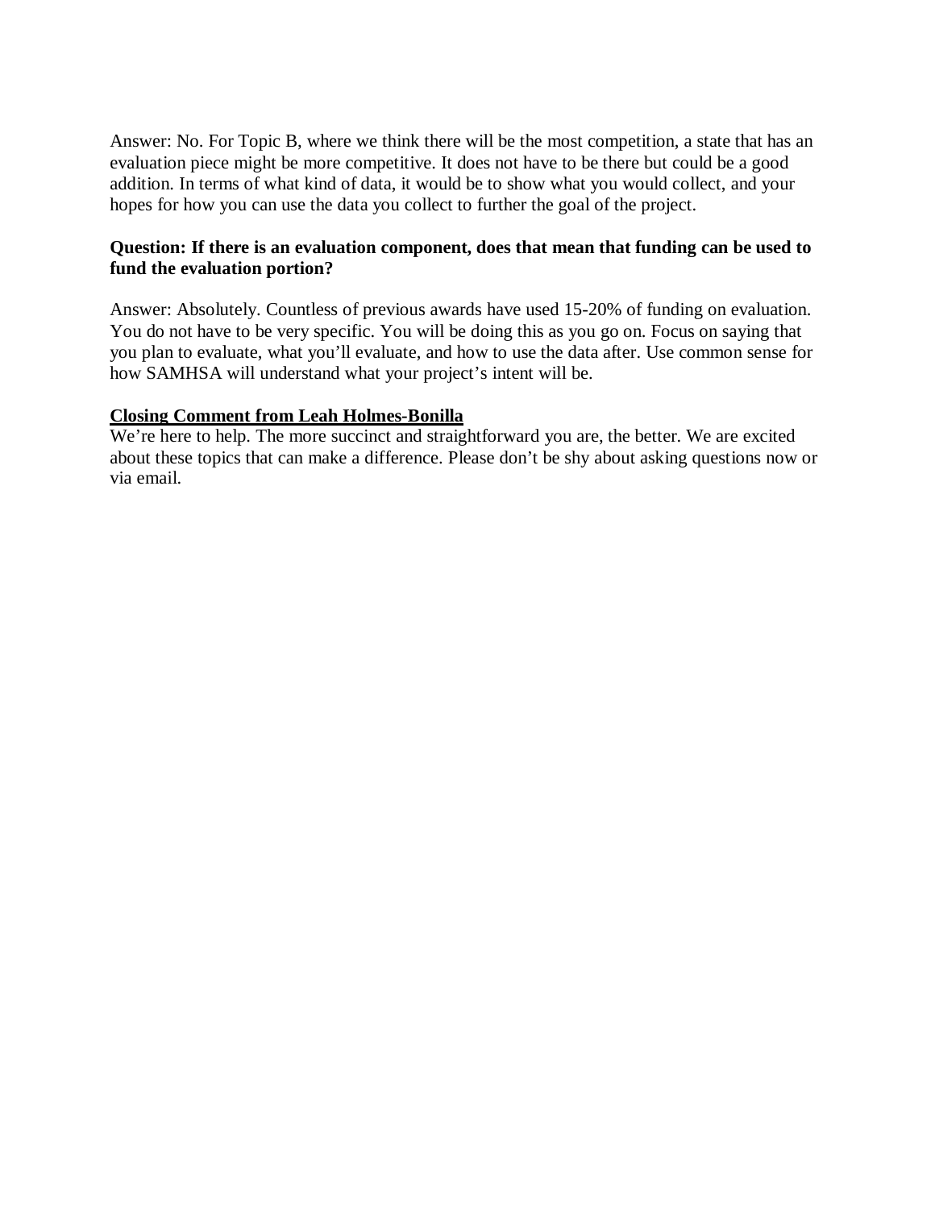Answer: No. For Topic B, where we think there will be the most competition, a state that has an evaluation piece might be more competitive. It does not have to be there but could be a good addition. In terms of what kind of data, it would be to show what you would collect, and your hopes for how you can use the data you collect to further the goal of the project.

**Question: If there is an evaluation component, does that mean that funding can be used to fund the evaluation portion?**

Answer: Absolutely. Countless of previous awards have used 15-20% of funding on evaluation. You do not have to be very specific. You will be doing this as you go on. Focus on saying that you plan to evaluate, what you'll evaluate, and how to use the data after. Use common sense for how SAMHSA will understand what your project's intent will be.

**Closing Comment from Leah Holmes-Bonilla**

We're here to help. The more succinct and straightforward you are, the better. We are excited about these topics that can make a difference. Please don't be shy about asking questions now or via email.